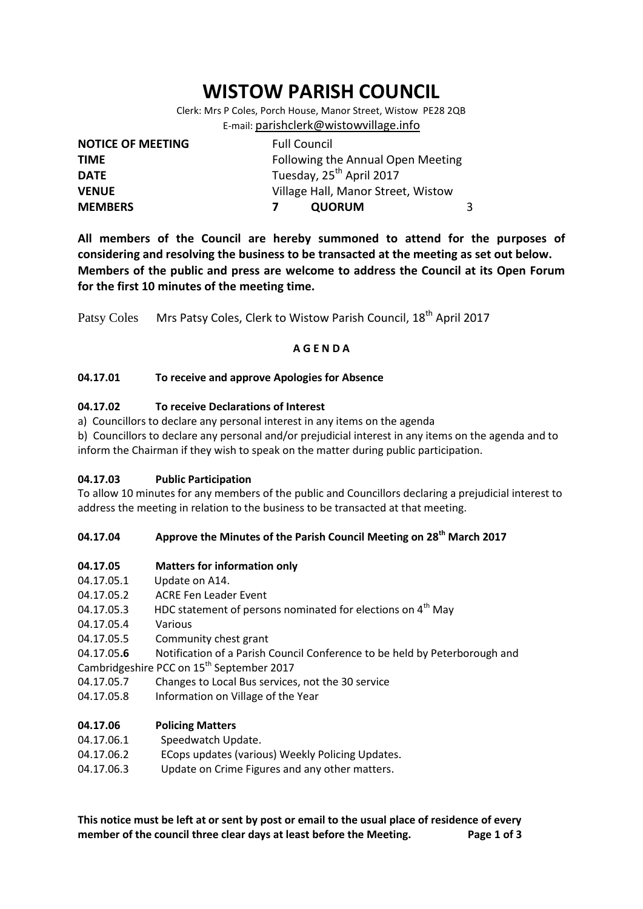# WISTOW PARISH COUNCIL

Clerk: Mrs P Coles, Porch House, Manor Street, Wistow PE28 2QB
E-mail: parishclerk@wistowvillage.info

| | | | |
|---|---|---|---|
| **NOTICE OF MEETING** | Full Council | | |
| **TIME** | Following the Annual Open Meeting | | |
| **DATE** | Tuesday, 25th April 2017 | | |
| **VENUE** | Village Hall, Manor Street, Wistow | | |
| **MEMBERS** | **7** | **QUORUM** | 3 |

**All members of the Council are hereby summoned to attend for the purposes of considering and resolving the business to be transacted at the meeting as set out below. Members of the public and press are welcome to address the Council at its Open Forum for the first 10 minutes of the meeting time.**

Patsy Coles     Mrs Patsy Coles, Clerk to Wistow Parish Council, 18th April 2017

## A G E N D A

**04.17.01 To receive and approve Apologies for Absence**

**04.17.02 To receive Declarations of Interest**

a) Councillors to declare any personal interest in any items on the agenda

b) Councillors to declare any personal and/or prejudicial interest in any items on the agenda and to inform the Chairman if they wish to speak on the matter during public participation.

**04.17.03 Public Participation**

To allow 10 minutes for any members of the public and Councillors declaring a prejudicial interest to address the meeting in relation to the business to be transacted at that meeting.

**04.17.04 Approve the Minutes of the Parish Council Meeting on 28th March 2017**

**04.17.05 Matters for information only**

04.17.05.1 Update on A14.

04.17.05.2 ACRE Fen Leader Event

04.17.05.3 HDC statement of persons nominated for elections on 4th May

04.17.05.4 Various

04.17.05.5 Community chest grant

04.17.05.**6** Notification of a Parish Council Conference to be held by Peterborough and Cambridgeshire PCC on 15th September 2017

04.17.05.7 Changes to Local Bus services, not the 30 service

04.17.05.8 Information on Village of the Year

**04.17.06 Policing Matters**

04.17.06.1 Speedwatch Update.

04.17.06.2 ECops updates (various) Weekly Policing Updates.

04.17.06.3 Update on Crime Figures and any other matters.

**This notice must be left at or sent by post or email to the usual place of residence of every member of the council three clear days at least before the Meeting.**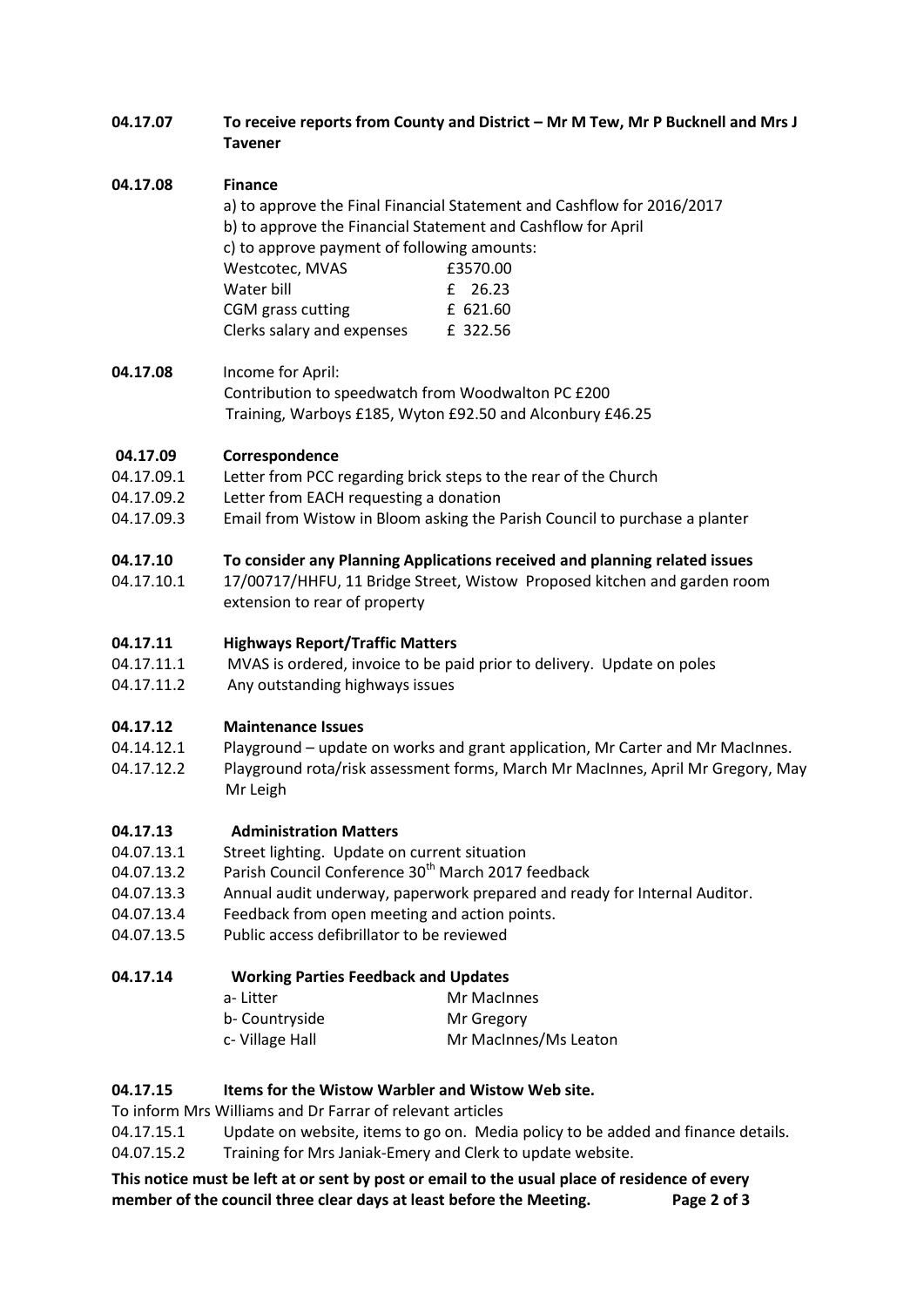**04.17.07** **To receive reports from County and District – Mr M Tew, Mr P Bucknell and Mrs J Tavener**

**04.17.08** **Finance**

a) to approve the Final Financial Statement and Cashflow for 2016/2017
b) to approve the Financial Statement and Cashflow for April
c) to approve payment of following amounts:

| | |
|---|---|
| Westcotec, MVAS | £3570.00 |
| Water bill | £ 26.23 |
| CGM grass cutting | £ 621.60 |
| Clerks salary and expenses | £ 322.56 |

**04.17.08** Income for April:
Contribution to speedwatch from Woodwalton PC £200
Training, Warboys £185, Wyton £92.50 and Alconbury £46.25

**04.17.09** **Correspondence**

04.17.09.1 Letter from PCC regarding brick steps to the rear of the Church
04.17.09.2 Letter from EACH requesting a donation
04.17.09.3 Email from Wistow in Bloom asking the Parish Council to purchase a planter

**04.17.10** **To consider any Planning Applications received and planning related issues**

04.17.10.1 17/00717/HHFU, 11 Bridge Street, Wistow Proposed kitchen and garden room extension to rear of property

**04.17.11** **Highways Report/Traffic Matters**

04.17.11.1 MVAS is ordered, invoice to be paid prior to delivery. Update on poles
04.17.11.2 Any outstanding highways issues

**04.17.12** **Maintenance Issues**

04.14.12.1 Playground – update on works and grant application, Mr Carter and Mr MacInnes.
04.17.12.2 Playground rota/risk assessment forms, March Mr MacInnes, April Mr Gregory, May Mr Leigh

**04.17.13** **Administration Matters**

04.07.13.1 Street lighting. Update on current situation
04.07.13.2 Parish Council Conference 30th March 2017 feedback
04.07.13.3 Annual audit underway, paperwork prepared and ready for Internal Auditor.
04.07.13.4 Feedback from open meeting and action points.
04.07.13.5 Public access defibrillator to be reviewed

**04.17.14** **Working Parties Feedback and Updates**

| | |
|---|---|
| a- Litter | Mr MacInnes |
| b- Countryside | Mr Gregory |
| c- Village Hall | Mr MacInnes/Ms Leaton |

**04.17.15** **Items for the Wistow Warbler and Wistow Web site.**

To inform Mrs Williams and Dr Farrar of relevant articles

04.17.15.1 Update on website, items to go on. Media policy to be added and finance details.
04.07.15.2 Training for Mrs Janiak-Emery and Clerk to update website.

**This notice must be left at or sent by post or email to the usual place of residence of every member of the council three clear days at least before the Meeting.**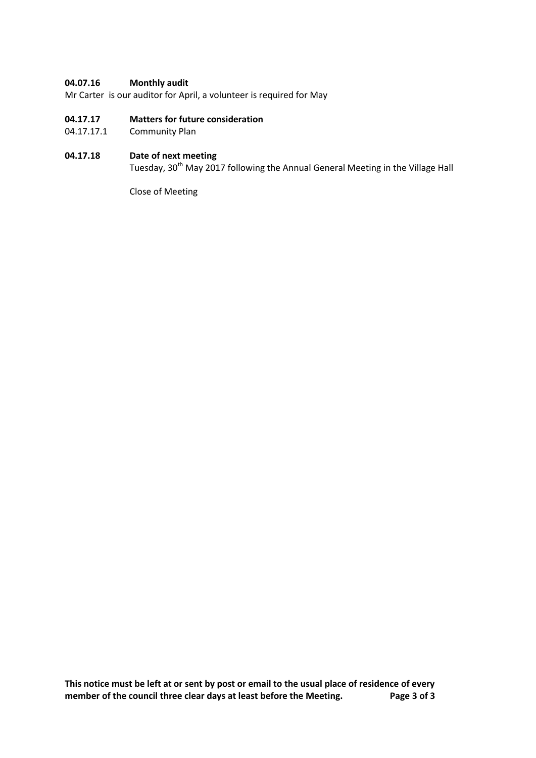**04.07.16 Monthly audit**

Mr Carter is our auditor for April, a volunteer is required for May

**04.17.17 Matters for future consideration**

04.17.17.1 Community Plan

**04.17.18 Date of next meeting**

Tuesday, 30th May 2017 following the Annual General Meeting in the Village Hall

Close of Meeting

**This notice must be left at or sent by post or email to the usual place of residence of every member of the council three clear days at least before the Meeting.**